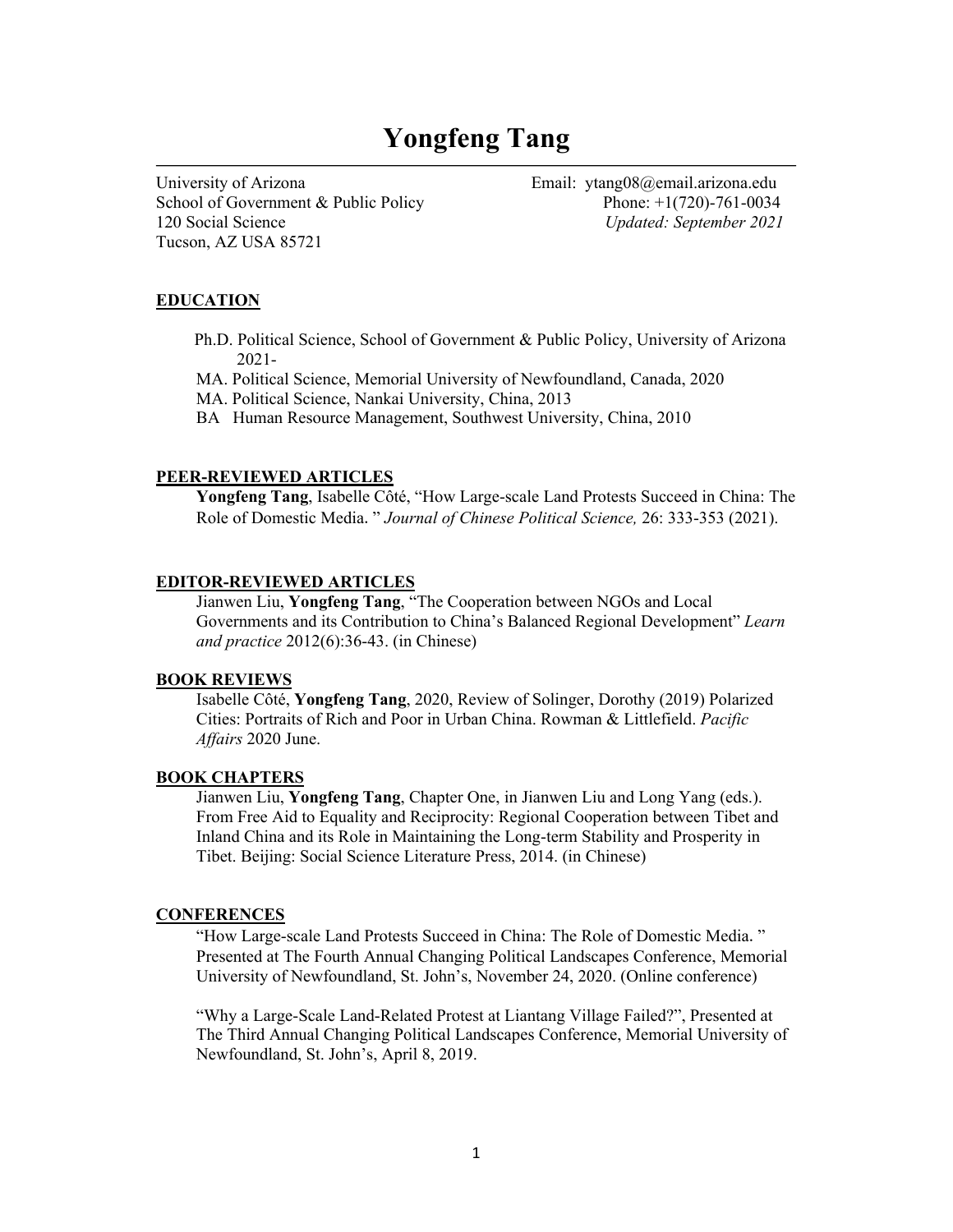# Yongfeng Tang

University of Arizona
School of Government & Public Policy
120 Social Science
Tucson, AZ USA 85721

Email: ytang08@email.arizona.edu
Phone: +1(720)-761-0034
*Updated: September 2021*

## EDUCATION

- Ph.D. Political Science, School of Government & Public Policy, University of Arizona 2021-
- MA. Political Science, Memorial University of Newfoundland, Canada, 2020
- MA. Political Science, Nankai University, China, 2013
- BA Human Resource Management, Southwest University, China, 2010

## PEER-REVIEWED ARTICLES

**Yongfeng Tang**, Isabelle Côté, "How Large-scale Land Protests Succeed in China: The Role of Domestic Media. " *Journal of Chinese Political Science,* 26: 333-353 (2021).

## EDITOR-REVIEWED ARTICLES

Jianwen Liu, **Yongfeng Tang**, "The Cooperation between NGOs and Local Governments and its Contribution to China's Balanced Regional Development" *Learn and practice* 2012(6):36-43. (in Chinese)

## BOOK REVIEWS

Isabelle Côté, **Yongfeng Tang**, 2020, Review of Solinger, Dorothy (2019) Polarized Cities: Portraits of Rich and Poor in Urban China. Rowman & Littlefield. *Pacific Affairs* 2020 June.

## BOOK CHAPTERS

Jianwen Liu, **Yongfeng Tang**, Chapter One, in Jianwen Liu and Long Yang (eds.). From Free Aid to Equality and Reciprocity: Regional Cooperation between Tibet and Inland China and its Role in Maintaining the Long-term Stability and Prosperity in Tibet. Beijing: Social Science Literature Press, 2014. (in Chinese)

## CONFERENCES

"How Large-scale Land Protests Succeed in China: The Role of Domestic Media. " Presented at The Fourth Annual Changing Political Landscapes Conference, Memorial University of Newfoundland, St. John's, November 24, 2020. (Online conference)

"Why a Large-Scale Land-Related Protest at Liantang Village Failed?", Presented at The Third Annual Changing Political Landscapes Conference, Memorial University of Newfoundland, St. John's, April 8, 2019.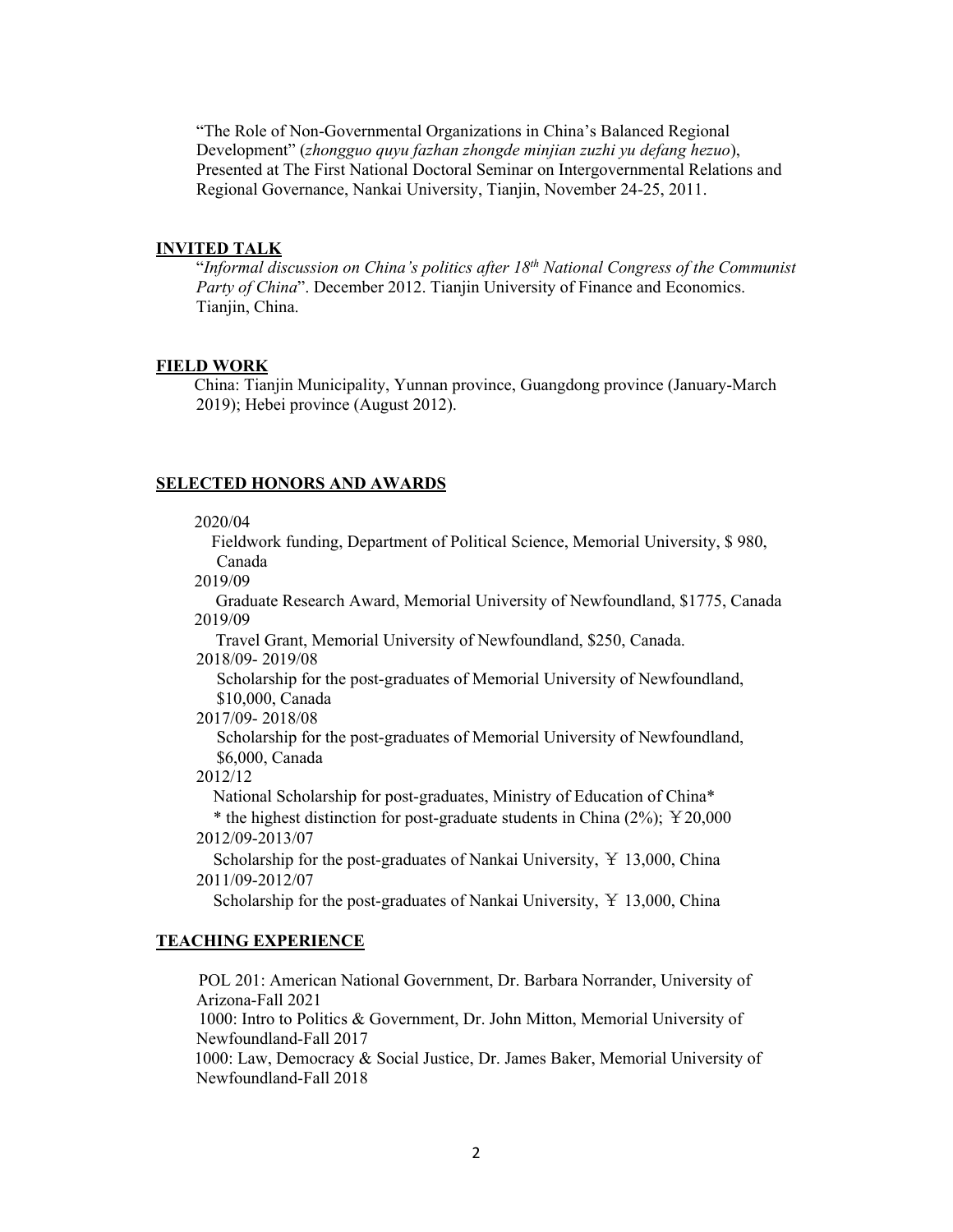"The Role of Non-Governmental Organizations in China's Balanced Regional Development" (*zhongguo quyu fazhan zhongde minjian zuzhi yu defang hezuo*), Presented at The First National Doctoral Seminar on Intergovernmental Relations and Regional Governance, Nankai University, Tianjin, November 24-25, 2011.

## INVITED TALK

"*Informal discussion on China's politics after 18th National Congress of the Communist Party of China*". December 2012. Tianjin University of Finance and Economics. Tianjin, China.

## FIELD WORK

China: Tianjin Municipality, Yunnan province, Guangdong province (January-March 2019); Hebei province (August 2012).

## SELECTED HONORS AND AWARDS

2020/04
Fieldwork funding, Department of Political Science, Memorial University, $ 980, Canada

2019/09
Graduate Research Award, Memorial University of Newfoundland, $1775, Canada

2019/09
Travel Grant, Memorial University of Newfoundland, $250, Canada.

2018/09- 2019/08
Scholarship for the post-graduates of Memorial University of Newfoundland, $10,000, Canada

2017/09- 2018/08
Scholarship for the post-graduates of Memorial University of Newfoundland, $6,000, Canada

2012/12
National Scholarship for post-graduates, Ministry of Education of China*
* the highest distinction for post-graduate students in China (2%); ￥20,000

2012/09-2013/07
Scholarship for the post-graduates of Nankai University, ￥ 13,000, China

2011/09-2012/07
Scholarship for the post-graduates of Nankai University, ￥ 13,000, China

## TEACHING EXPERIENCE

POL 201: American National Government, Dr. Barbara Norrander, University of Arizona-Fall 2021

1000: Intro to Politics & Government, Dr. John Mitton, Memorial University of Newfoundland-Fall 2017

1000: Law, Democracy & Social Justice, Dr. James Baker, Memorial University of Newfoundland-Fall 2018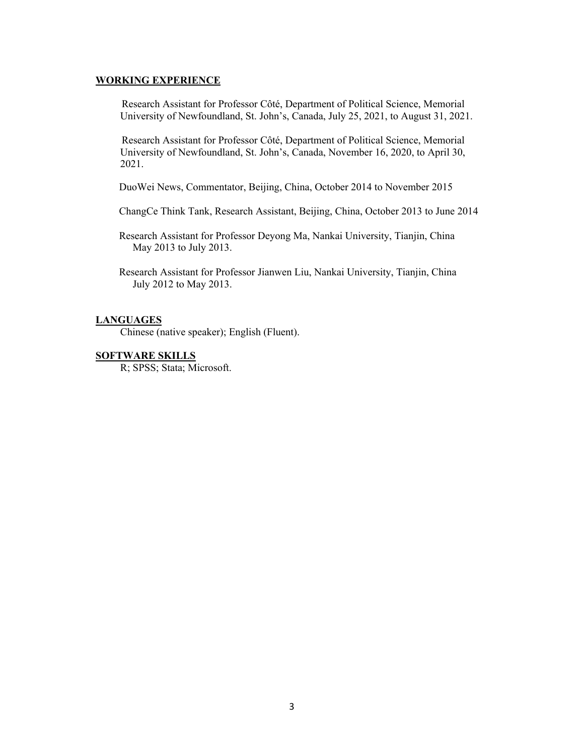## WORKING EXPERIENCE

Research Assistant for Professor Côté, Department of Political Science, Memorial University of Newfoundland, St. John's, Canada, July 25, 2021, to August 31, 2021.

Research Assistant for Professor Côté, Department of Political Science, Memorial University of Newfoundland, St. John's, Canada, November 16, 2020, to April 30, 2021.

DuoWei News, Commentator, Beijing, China, October 2014 to November 2015

ChangCe Think Tank, Research Assistant, Beijing, China, October 2013 to June 2014

Research Assistant for Professor Deyong Ma, Nankai University, Tianjin, China May 2013 to July 2013.

Research Assistant for Professor Jianwen Liu, Nankai University, Tianjin, China July 2012 to May 2013.

## LANGUAGES

Chinese (native speaker); English (Fluent).

## SOFTWARE SKILLS

R; SPSS; Stata; Microsoft.